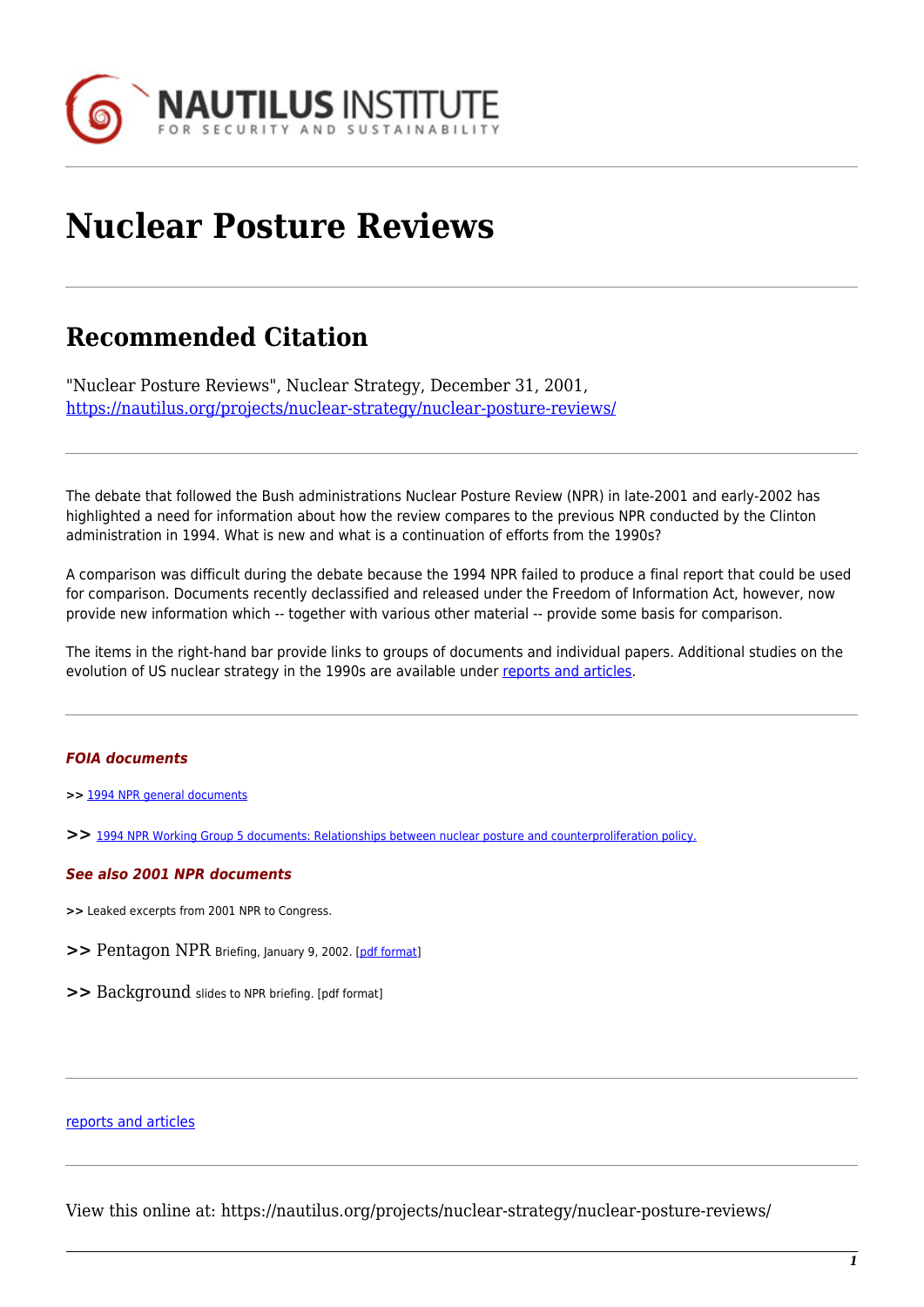NAUTILUS INSTITUTE
FOR SECURITY AND SUSTAINABILITY

# Nuclear Posture Reviews

## Recommended Citation

"Nuclear Posture Reviews", Nuclear Strategy, December 31, 2001, https://nautilus.org/projects/nuclear-strategy/nuclear-posture-reviews/

The debate that followed the Bush administrations Nuclear Posture Review (NPR) in late-2001 and early-2002 has highlighted a need for information about how the review compares to the previous NPR conducted by the Clinton administration in 1994. What is new and what is a continuation of efforts from the 1990s?

A comparison was difficult during the debate because the 1994 NPR failed to produce a final report that could be used for comparison. Documents recently declassified and released under the Freedom of Information Act, however, now provide new information which -- together with various other material -- provide some basis for comparison.

The items in the right-hand bar provide links to groups of documents and individual papers. Additional studies on the evolution of US nuclear strategy in the 1990s are available under reports and articles.

***FOIA documents***

>> 1994 NPR general documents

>> 1994 NPR Working Group 5 documents: Relationships between nuclear posture and counterproliferation policy.

***See also 2001 NPR documents***

>> Leaked excerpts from 2001 NPR to Congress.

>> Pentagon NPR Briefing, January 9, 2002. [pdf format]

>> Background slides to NPR briefing. [pdf format]

reports and articles

View this online at: https://nautilus.org/projects/nuclear-strategy/nuclear-posture-reviews/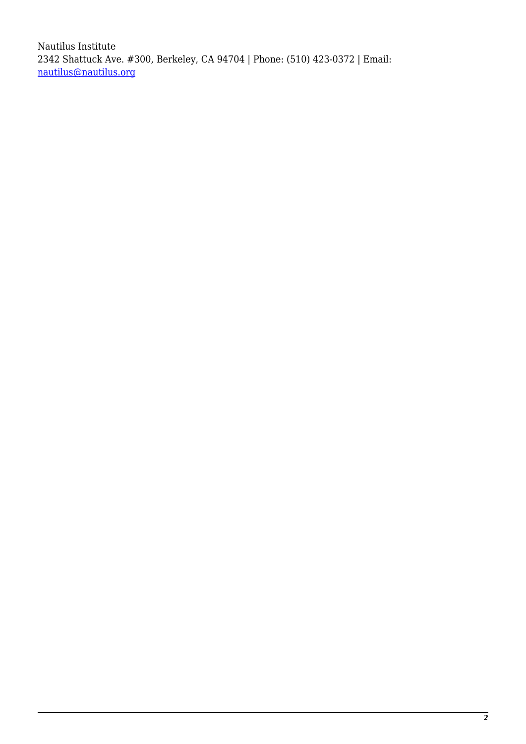Nautilus Institute
2342 Shattuck Ave. #300, Berkeley, CA 94704 | Phone: (510) 423-0372 | Email: [nautilus@nautilus.org](mailto:nautilus@nautilus.org)